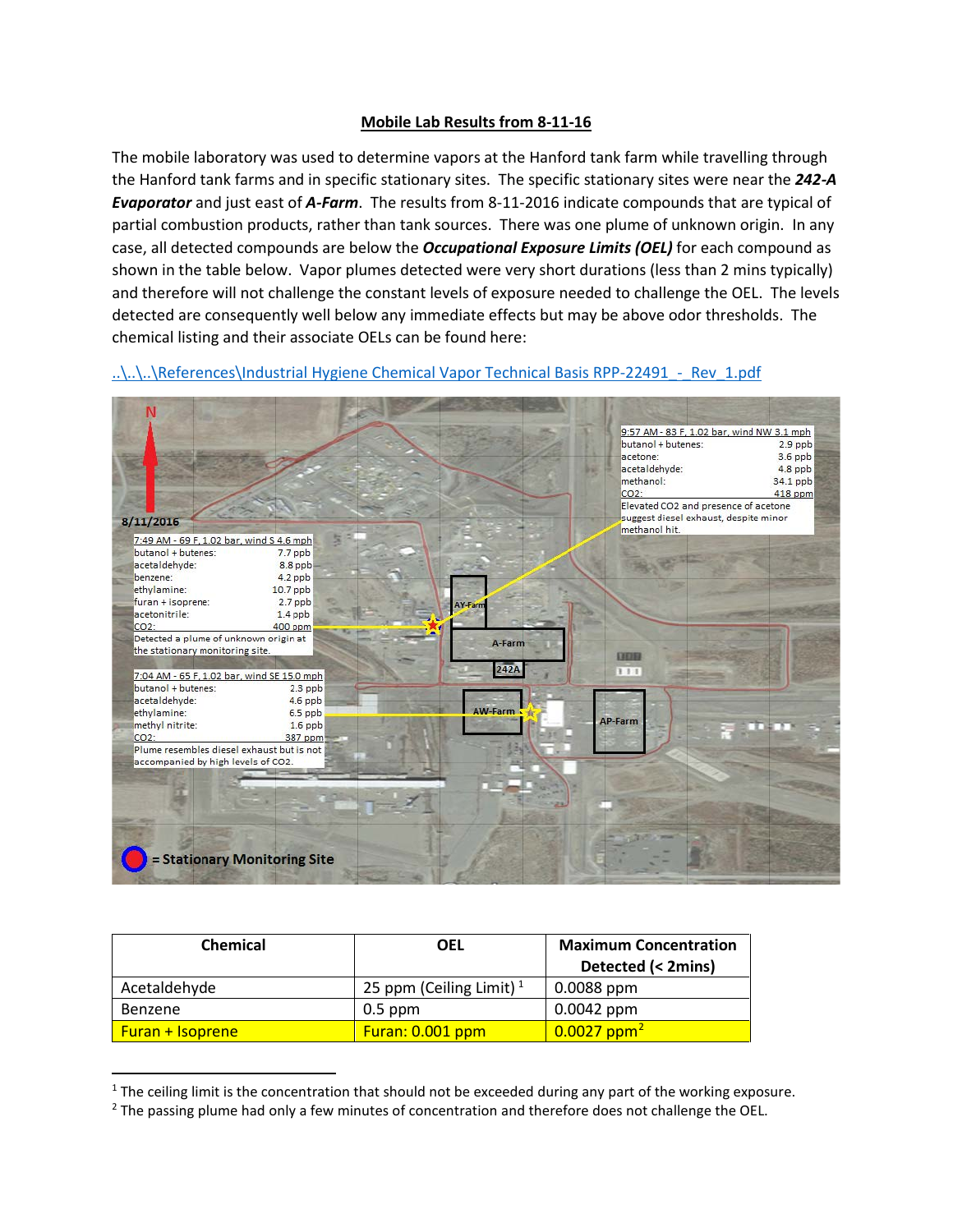# Mobile Lab Results from 8-11-16

The mobile laboratory was used to determine vapors at the Hanford tank farm while travelling through the Hanford tank farms and in specific stationary sites. The specific stationary sites were near the ***242-A Evaporator*** and just east of ***A-Farm***. The results from 8-11-2016 indicate compounds that are typical of partial combustion products, rather than tank sources. There was one plume of unknown origin. In any case, all detected compounds are below the ***Occupational Exposure Limits (OEL)*** for each compound as shown in the table below. Vapor plumes detected were very short durations (less than 2 mins typically) and therefore will not challenge the constant levels of exposure needed to challenge the OEL. The levels detected are consequently well below any immediate effects but may be above odor thresholds. The chemical listing and their associate OELs can be found here:

..\..\..\References\Industrial Hygiene Chemical Vapor Technical Basis RPP-22491_-_Rev_1.pdf

N

8/11/2016

| 7:49 AM - 69 F, 1.02 bar, wind S 4.6 mph | |
|---|---|
| butanol + butenes: | 7.7 ppb |
| acetaldehyde: | 8.8 ppb |
| benzene: | 4.2 ppb |
| ethylamine: | 10.7 ppb |
| furan + isoprene: | 2.7 ppb |
| acetonitrile: | 1.4 ppb |
| $CO_2$: | 400 ppm |

Detected a plume of unknown origin at the stationary monitoring site.

| 7:04 AM - 65 F, 1.02 bar, wind SE 15.0 mph | |
|---|---|
| butanol + butenes: | 2.3 ppb |
| acetaldehyde: | 4.6 ppb |
| ethylamine: | 6.5 ppb |
| methyl nitrite: | 1.6 ppb |
| $CO_2$: | 387 ppm |

Plume resembles diesel exhaust but is not accompanied by high levels of $CO_2$.

| 9:57 AM - 83 F, 1.02 bar, wind NW 3.1 mph | |
|---|---|
| butanol + butenes: | 2.9 ppb |
| acetone: | 3.6 ppb |
| acetaldehyde: | 4.8 ppb |
| methanol: | 34.1 ppb |
| $CO_2$: | 418 ppm |

Elevated $CO_2$ and presence of acetone suggest diesel exhaust, despite minor methanol hit.

AY-Farm, A-Farm, 242A, AW-Farm, AP-Farm

= Stationary Monitoring Site

| Chemical | OEL | Maximum Concentration Detected (< 2mins) |
|---|---|---|
| Acetaldehyde | 25 ppm (Ceiling Limit) [1] | 0.0088 ppm |
| Benzene | 0.5 ppm | 0.0042 ppm |
| Furan + Isoprene | Furan: 0.001 ppm | 0.0027 ppm [2] |

[1] The ceiling limit is the concentration that should not be exceeded during any part of the working exposure.

[2] The passing plume had only a few minutes of concentration and therefore does not challenge the OEL.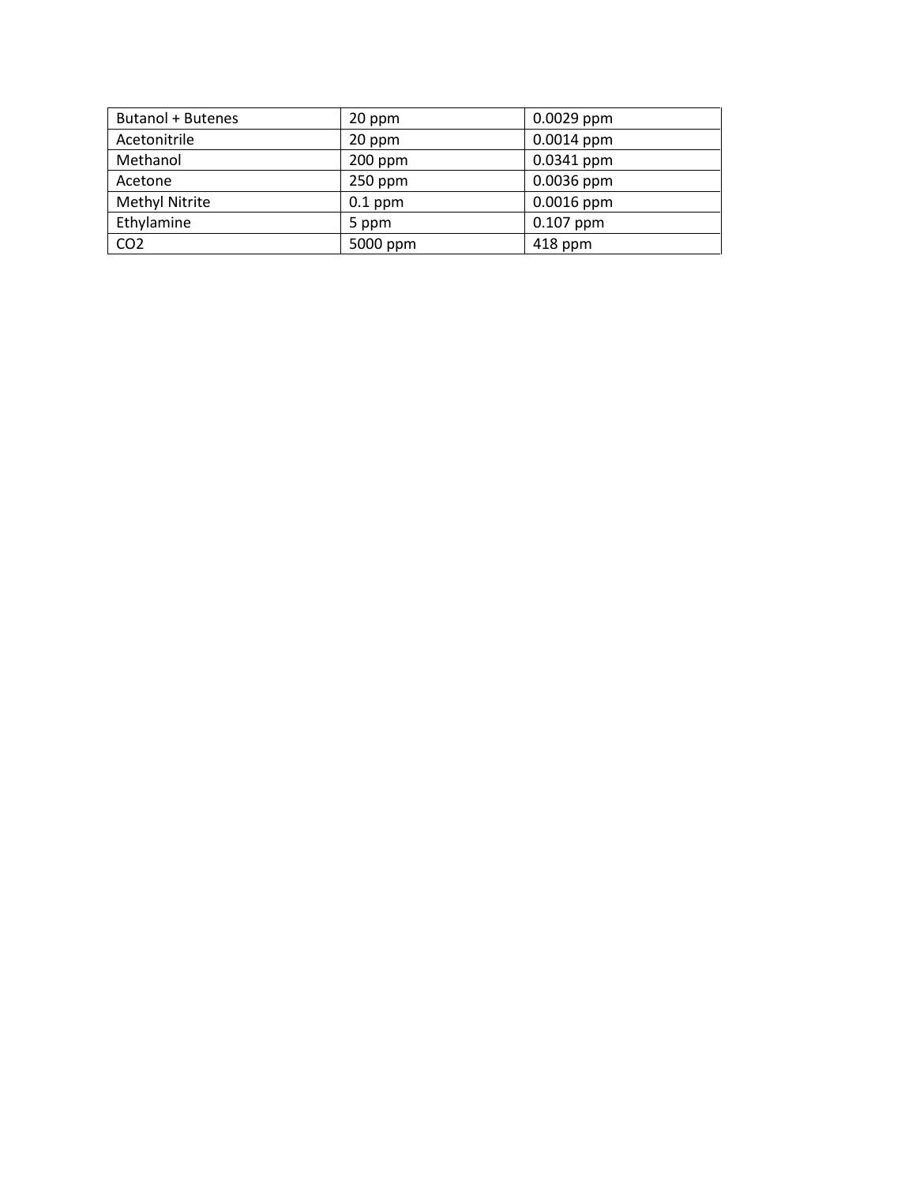| | | |
|---|---|---|
| Butanol + Butenes | 20 ppm | 0.0029 ppm |
| Acetonitrile | 20 ppm | 0.0014 ppm |
| Methanol | 200 ppm | 0.0341 ppm |
| Acetone | 250 ppm | 0.0036 ppm |
| Methyl Nitrite | 0.1 ppm | 0.0016 ppm |
| Ethylamine | 5 ppm | 0.107 ppm |
| $CO_2$ | 5000 ppm | 418 ppm |